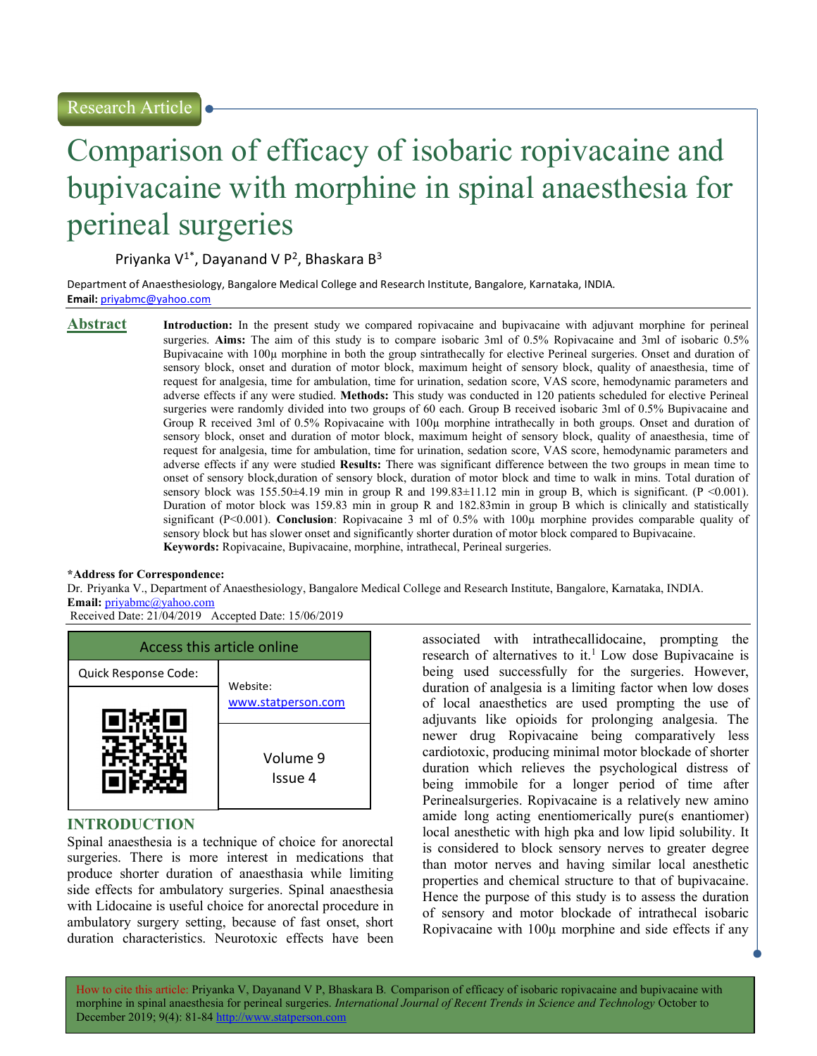Research Article

# Comparison of efficacy of isobaric ropivacaine and bupivacaine with morphine in spinal anaesthesia for perineal surgeries

Priyanka V[1*], Dayanand V P[2], Bhaskara B[3]

Department of Anaesthesiology, Bangalore Medical College and Research Institute, Bangalore, Karnataka, INDIA.
**Email:** priyabmc@yahoo.com

## Abstract

**Introduction:** In the present study we compared ropivacaine and bupivacaine with adjuvant morphine for perineal surgeries. **Aims:** The aim of this study is to compare isobaric 3ml of 0.5% Ropivacaine and 3ml of isobaric 0.5% Bupivacaine with 100µ morphine in both the group sintrathecally for elective Perineal surgeries. Onset and duration of sensory block, onset and duration of motor block, maximum height of sensory block, quality of anaesthesia, time of request for analgesia, time for ambulation, time for urination, sedation score, VAS score, hemodynamic parameters and adverse effects if any were studied. **Methods:** This study was conducted in 120 patients scheduled for elective Perineal surgeries were randomly divided into two groups of 60 each. Group B received isobaric 3ml of 0.5% Bupivacaine and Group R received 3ml of 0.5% Ropivacaine with 100µ morphine intrathecally in both groups. Onset and duration of sensory block, onset and duration of motor block, maximum height of sensory block, quality of anaesthesia, time of request for analgesia, time for ambulation, time for urination, sedation score, VAS score, hemodynamic parameters and adverse effects if any were studied **Results:** There was significant difference between the two groups in mean time to onset of sensory block,duration of sensory block, duration of motor block and time to walk in mins. Total duration of sensory block was 155.50±4.19 min in group R and 199.83±11.12 min in group B, which is significant. (P <0.001). Duration of motor block was 159.83 min in group R and 182.83min in group B which is clinically and statistically significant (P<0.001). **Conclusion**: Ropivacaine 3 ml of 0.5% with 100µ morphine provides comparable quality of sensory block but has slower onset and significantly shorter duration of motor block compared to Bupivacaine.
**Keywords:** Ropivacaine, Bupivacaine, morphine, intrathecal, Perineal surgeries.

**\*Address for Correspondence:**
Dr. Priyanka V., Department of Anaesthesiology, Bangalore Medical College and Research Institute, Bangalore, Karnataka, INDIA.
**Email:** priyabmc@yahoo.com
Received Date: 21/04/2019 Accepted Date: 15/06/2019

| Access this article online | |
|---|---|
| Quick Response Code: | Website: www.statperson.com |
| | Volume 9 Issue 4 |

## INTRODUCTION

Spinal anaesthesia is a technique of choice for anorectal surgeries. There is more interest in medications that produce shorter duration of anaesthasia while limiting side effects for ambulatory surgeries. Spinal anaesthesia with Lidocaine is useful choice for anorectal procedure in ambulatory surgery setting, because of fast onset, short duration characteristics. Neurotoxic effects have been associated with intrathecallidocaine, prompting the research of alternatives to it.[1] Low dose Bupivacaine is being used successfully for the surgeries. However, duration of analgesia is a limiting factor when low doses of local anaesthetics are used prompting the use of adjuvants like opioids for prolonging analgesia. The newer drug Ropivacaine being comparatively less cardiotoxic, producing minimal motor blockade of shorter duration which relieves the psychological distress of being immobile for a longer period of time after Perinealsurgeries. Ropivacaine is a relatively new amino amide long acting enentiomerically pure(s enantiomer) local anesthetic with high pka and low lipid solubility. It is considered to block sensory nerves to greater degree than motor nerves and having similar local anesthetic properties and chemical structure to that of bupivacaine. Hence the purpose of this study is to assess the duration of sensory and motor blockade of intrathecal isobaric Ropivacaine with 100µ morphine and side effects if any

How to cite this article: Priyanka V, Dayanand V P, Bhaskara B. Comparison of efficacy of isobaric ropivacaine and bupivacaine with morphine in spinal anaesthesia for perineal surgeries. *International Journal of Recent Trends in Science and Technology* October to December 2019; 9(4): 81-84 http://www.statperson.com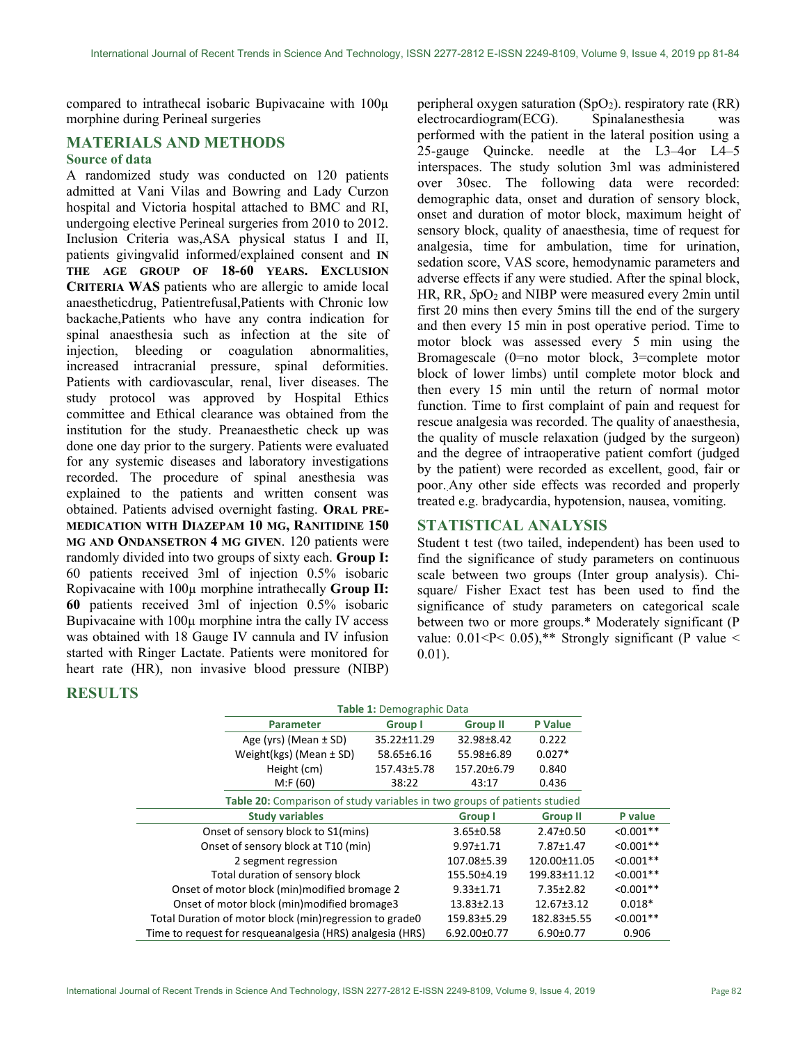compared to intrathecal isobaric Bupivacaine with 100µ morphine during Perineal surgeries

## MATERIALS AND METHODS

### Source of data

A randomized study was conducted on 120 patients admitted at Vani Vilas and Bowring and Lady Curzon hospital and Victoria hospital attached to BMC and RI, undergoing elective Perineal surgeries from 2010 to 2012. Inclusion Criteria was,ASA physical status I and II, patients givingvalid informed/explained consent and **IN THE AGE GROUP OF 18-60 YEARS. EXCLUSION CRITERIA WAS** patients who are allergic to amide local anaestheticdrug, Patientrefusal,Patients with Chronic low backache,Patients who have any contra indication for spinal anaesthesia such as infection at the site of injection, bleeding or coagulation abnormalities, increased intracranial pressure, spinal deformities. Patients with cardiovascular, renal, liver diseases. The study protocol was approved by Hospital Ethics committee and Ethical clearance was obtained from the institution for the study. Preanaesthetic check up was done one day prior to the surgery. Patients were evaluated for any systemic diseases and laboratory investigations recorded. The procedure of spinal anesthesia was explained to the patients and written consent was obtained. Patients advised overnight fasting. **ORAL PRE-MEDICATION WITH DIAZEPAM 10 MG, RANITIDINE 150 MG AND ONDANSETRON 4 MG GIVEN**. 120 patients were randomly divided into two groups of sixty each. **Group I:** 60 patients received 3ml of injection 0.5% isobaric Ropivacaine with 100µ morphine intrathecally **Group II: 60** patients received 3ml of injection 0.5% isobaric Bupivacaine with 100µ morphine intra the cally IV access was obtained with 18 Gauge IV cannula and IV infusion started with Ringer Lactate. Patients were monitored for heart rate (HR), non invasive blood pressure (NIBP) peripheral oxygen saturation ($SpO_2$). respiratory rate (RR) electrocardiogram(ECG). Spinalanesthesia was performed with the patient in the lateral position using a 25-gauge Quincke. needle at the L3–4or L4–5 interspaces. The study solution 3ml was administered over 30sec. The following data were recorded: demographic data, onset and duration of sensory block, onset and duration of motor block, maximum height of sensory block, quality of anaesthesia, time of request for analgesia, time for ambulation, time for urination, sedation score, VAS score, hemodynamic parameters and adverse effects if any were studied. After the spinal block, HR, RR, $SpO_2$ and NIBP were measured every 2min until first 20 mins then every 5mins till the end of the surgery and then every 15 min in post operative period. Time to motor block was assessed every 5 min using the Bromagescale (0=no motor block, 3=complete motor block of lower limbs) until complete motor block and then every 15 min until the return of normal motor function. Time to first complaint of pain and request for rescue analgesia was recorded. The quality of anaesthesia, the quality of muscle relaxation (judged by the surgeon) and the degree of intraoperative patient comfort (judged by the patient) were recorded as excellent, good, fair or poor. Any other side effects was recorded and properly treated e.g. bradycardia, hypotension, nausea, vomiting.

## STATISTICAL ANALYSIS

Student t test (two tailed, independent) has been used to find the significance of study parameters on continuous scale between two groups (Inter group analysis). Chi-square/ Fisher Exact test has been used to find the significance of study parameters on categorical scale between two or more groups.* Moderately significant (P value: 0.01<P< 0.05),** Strongly significant (P value < 0.01).

## RESULTS

**Table 1:** Demographic Data

| Parameter | Group I | Group II | P Value |
|---|---|---|---|
| Age (yrs) (Mean ± SD) | 35.22±11.29 | 32.98±8.42 | 0.222 |
| Weight(kgs) (Mean ± SD) | 58.65±6.16 | 55.98±6.89 | 0.027* |
| Height (cm) | 157.43±5.78 | 157.20±6.79 | 0.840 |
| M:F (60) | 38:22 | 43:17 | 0.436 |

**Table 20:** Comparison of study variables in two groups of patients studied

| Study variables | Group I | Group II | P value |
|---|---|---|---|
| Onset of sensory block to S1(mins) | 3.65±0.58 | 2.47±0.50 | <0.001** |
| Onset of sensory block at T10 (min) | 9.97±1.71 | 7.87±1.47 | <0.001** |
| 2 segment regression | 107.08±5.39 | 120.00±11.05 | <0.001** |
| Total duration of sensory block | 155.50±4.19 | 199.83±11.12 | <0.001** |
| Onset of motor block (min)modified bromage 2 | 9.33±1.71 | 7.35±2.82 | <0.001** |
| Onset of motor block (min)modified bromage3 | 13.83±2.13 | 12.67±3.12 | 0.018* |
| Total Duration of motor block (min)regression to grade0 | 159.83±5.29 | 182.83±5.55 | <0.001** |
| Time to request for resqueanalgesia (HRS) analgesia (HRS) | 6.92.00±0.77 | 6.90±0.77 | 0.906 |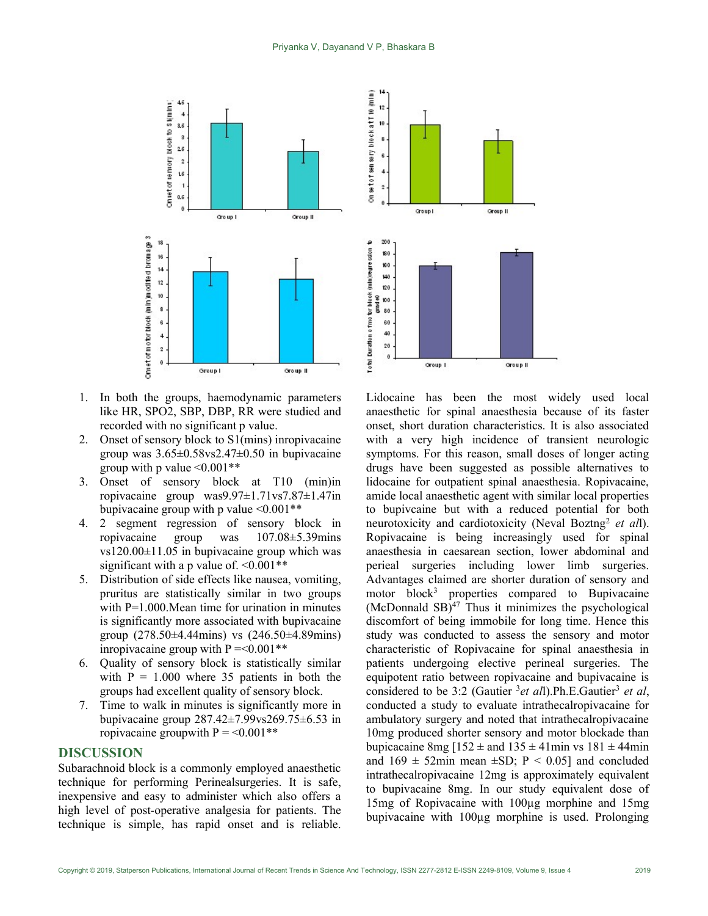1. In both the groups, haemodynamic parameters like HR, SPO2, SBP, DBP, RR were studied and recorded with no significant p value.
2. Onset of sensory block to S1(mins) inropivacaine group was 3.65±0.58vs2.47±0.50 in bupivacaine group with p value <0.001**
3. Onset of sensory block at T10 (min)in ropivacaine group was9.97±1.71vs7.87±1.47in bupivacaine group with p value <0.001**
4. 2 segment regression of sensory block in ropivacaine group was 107.08±5.39mins vs120.00±11.05 in bupivacaine group which was significant with a p value of. <0.001**
5. Distribution of side effects like nausea, vomiting, pruritus are statistically similar in two groups with P=1.000.Mean time for urination in minutes is significantly more associated with bupivacaine group (278.50±4.44mins) vs (246.50±4.89mins) inropivacaine group with P =<0.001**
6. Quality of sensory block is statistically similar with P = 1.000 where 35 patients in both the groups had excellent quality of sensory block.
7. Time to walk in minutes is significantly more in bupivacaine group 287.42±7.99vs269.75±6.53 in ropivacaine groupwith P = <0.001**

## DISCUSSION

Subarachnoid block is a commonly employed anaesthetic technique for performing Perinealsurgeries. It is safe, inexpensive and easy to administer which also offers a high level of post-operative analgesia for patients. The technique is simple, has rapid onset and is reliable. Lidocaine has been the most widely used local anaesthetic for spinal anaesthesia because of its faster onset, short duration characteristics. It is also associated with a very high incidence of transient neurologic symptoms. For this reason, small doses of longer acting drugs have been suggested as possible alternatives to lidocaine for outpatient spinal anaesthesia. Ropivacaine, amide local anaesthetic agent with similar local properties to bupivcaine but with a reduced potential for both neurotoxicity and cardiotoxicity (Neval Boztng[2] *et al*l). Ropivacaine is being increasingly used for spinal anaesthesia in caesarean section, lower abdominal and perieal surgeries including lower limb surgeries. Advantages claimed are shorter duration of sensory and motor block[3] properties compared to Bupivacaine (McDonnald SB)[47] Thus it minimizes the psychological discomfort of being immobile for long time. Hence this study was conducted to assess the sensory and motor characteristic of Ropivacaine for spinal anaesthesia in patients undergoing elective perineal surgeries. The equipotent ratio between ropivacaine and bupivacaine is considered to be 3:2 (Gautier [3]*et al*l).Ph.E.Gautier[3] *et al*, conducted a study to evaluate intrathecalropivacaine for ambulatory surgery and noted that intrathecalropivacaine 10mg produced shorter sensory and motor blockade than bupicacaine 8mg [152 ± and 135 ± 41min vs 181 ± 44min and 169 ± 52min mean ±SD; P < 0.05] and concluded intrathecalropivacaine 12mg is approximately equivalent to bupivacaine 8mg. In our study equivalent dose of 15mg of Ropivacaine with 100µg morphine and 15mg bupivacaine with 100µg morphine is used. Prolonging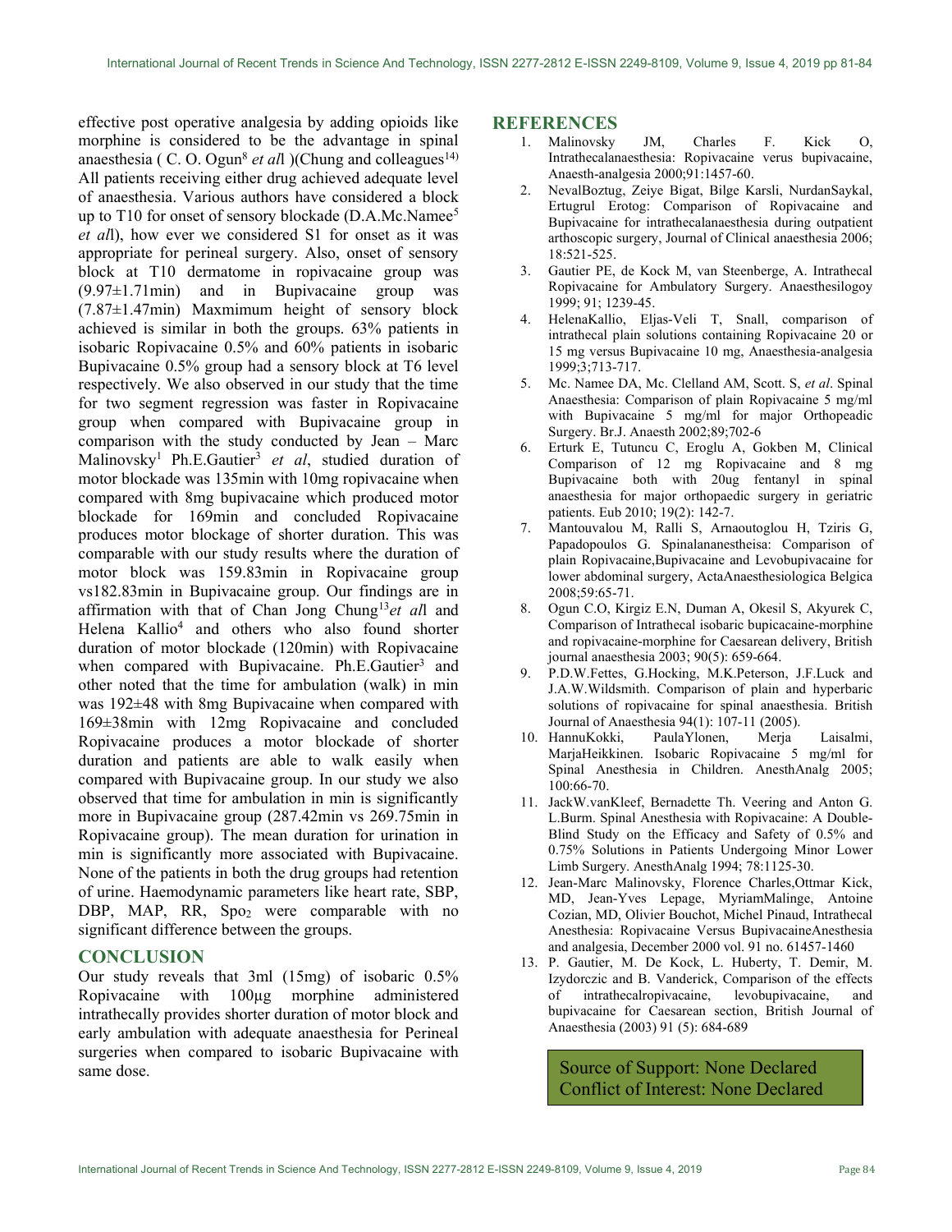effective post operative analgesia by adding opioids like morphine is considered to be the advantage in spinal anaesthesia ( C. O. Ogun[8] *et al*l )(Chung and colleagues[14]) All patients receiving either drug achieved adequate level of anaesthesia. Various authors have considered a block up to T10 for onset of sensory blockade (D.A.Mc.Namee[5] *et al*l), how ever we considered S1 for onset as it was appropriate for perineal surgery. Also, onset of sensory block at T10 dermatome in ropivacaine group was (9.97±1.71min) and in Bupivacaine group was (7.87±1.47min) Maxmimum height of sensory block achieved is similar in both the groups. 63% patients in isobaric Ropivacaine 0.5% and 60% patients in isobaric Bupivacaine 0.5% group had a sensory block at T6 level respectively. We also observed in our study that the time for two segment regression was faster in Ropivacaine group when compared with Bupivacaine group in comparison with the study conducted by Jean – Marc Malinovsky[1] Ph.E.Gautier[3] *et al*, studied duration of motor blockade was 135min with 10mg ropivacaine when compared with 8mg bupivacaine which produced motor blockade for 169min and concluded Ropivacaine produces motor blockage of shorter duration. This was comparable with our study results where the duration of motor block was 159.83min in Ropivacaine group vs182.83min in Bupivacaine group. Our findings are in affirmation with that of Chan Jong Chung[13]*et al*l and Helena Kallio[4] and others who also found shorter duration of motor blockade (120min) with Ropivacaine when compared with Bupivacaine. Ph.E.Gautier[3] and other noted that the time for ambulation (walk) in min was 192±48 with 8mg Bupivacaine when compared with 169±38min with 12mg Ropivacaine and concluded Ropivacaine produces a motor blockade of shorter duration and patients are able to walk easily when compared with Bupivacaine group. In our study we also observed that time for ambulation in min is significantly more in Bupivacaine group (287.42min vs 269.75min in Ropivacaine group). The mean duration for urination in min is significantly more associated with Bupivacaine. None of the patients in both the drug groups had retention of urine. Haemodynamic parameters like heart rate, SBP, DBP, MAP, RR, $Spo_2$ were comparable with no significant difference between the groups.

## CONCLUSION

Our study reveals that 3ml (15mg) of isobaric 0.5% Ropivacaine with 100µg morphine administered intrathecally provides shorter duration of motor block and early ambulation with adequate anaesthesia for Perineal surgeries when compared to isobaric Bupivacaine with same dose.

## REFERENCES

1. Malinovsky JM, Charles F. Kick O, Intrathecalanaesthesia: Ropivacaine verus bupivacaine, Anaesth-analgesia 2000;91:1457-60.
2. NevalBoztug, Zeiye Bigat, Bilge Karsli, NurdanSaykal, Ertugrul Erotog: Comparison of Ropivacaine and Bupivacaine for intrathecalanaesthesia during outpatient arthoscopic surgery, Journal of Clinical anaesthesia 2006; 18:521-525.
3. Gautier PE, de Kock M, van Steenberge, A. Intrathecal Ropivacaine for Ambulatory Surgery. Anaesthesilogoy 1999; 91; 1239-45.
4. HelenaKallio, Eljas-Veli T, Snall, comparison of intrathecal plain solutions containing Ropivacaine 20 or 15 mg versus Bupivacaine 10 mg, Anaesthesia-analgesia 1999;3;713-717.
5. Mc. Namee DA, Mc. Clelland AM, Scott. S, *et al*. Spinal Anaesthesia: Comparison of plain Ropivacaine 5 mg/ml with Bupivacaine 5 mg/ml for major Orthopeadic Surgery. Br.J. Anaesth 2002;89;702-6
6. Erturk E, Tutuncu C, Eroglu A, Gokben M, Clinical Comparison of 12 mg Ropivacaine and 8 mg Bupivacaine both with 20ug fentanyl in spinal anaesthesia for major orthopaedic surgery in geriatric patients. Eub 2010; 19(2): 142-7.
7. Mantouvalou M, Ralli S, Arnaoutoglou H, Tziris G, Papadopoulos G. Spinalananestheisa: Comparison of plain Ropivacaine,Bupivacaine and Levobupivacaine for lower abdominal surgery, ActaAnaesthesiologica Belgica 2008;59:65-71.
8. Ogun C.O, Kirgiz E.N, Duman A, Okesil S, Akyurek C, Comparison of Intrathecal isobaric bupicacaine-morphine and ropivacaine-morphine for Caesarean delivery, British journal anaesthesia 2003; 90(5): 659-664.
9. P.D.W.Fettes, G.Hocking, M.K.Peterson, J.F.Luck and J.A.W.Wildsmith. Comparison of plain and hyperbaric solutions of ropivacaine for spinal anaesthesia. British Journal of Anaesthesia 94(1): 107-11 (2005).
10. HannuKokki, PaulaYlonen, Merja Laisalmi, MarjaHeikkinen. Isobaric Ropivacaine 5 mg/ml for Spinal Anesthesia in Children. AnesthAnalg 2005; 100:66-70.
11. JackW.vanKleef, Bernadette Th. Veering and Anton G. L.Burm. Spinal Anesthesia with Ropivacaine: A Double-Blind Study on the Efficacy and Safety of 0.5% and 0.75% Solutions in Patients Undergoing Minor Lower Limb Surgery. AnesthAnalg 1994; 78:1125-30.
12. Jean-Marc Malinovsky, Florence Charles,Ottmar Kick, MD, Jean-Yves Lepage, MyriamMalinge, Antoine Cozian, MD, Olivier Bouchot, Michel Pinaud, Intrathecal Anesthesia: Ropivacaine Versus BupivacaineAnesthesia and analgesia, December 2000 vol. 91 no. 61457-1460
13. P. Gautier, M. De Kock, L. Huberty, T. Demir, M. Izydorczic and B. Vanderick, Comparison of the effects of intrathecalropivacaine, levobupivacaine, and bupivacaine for Caesarean section, British Journal of Anaesthesia (2003) 91 (5): 684-689

Source of Support: None Declared
Conflict of Interest: None Declared